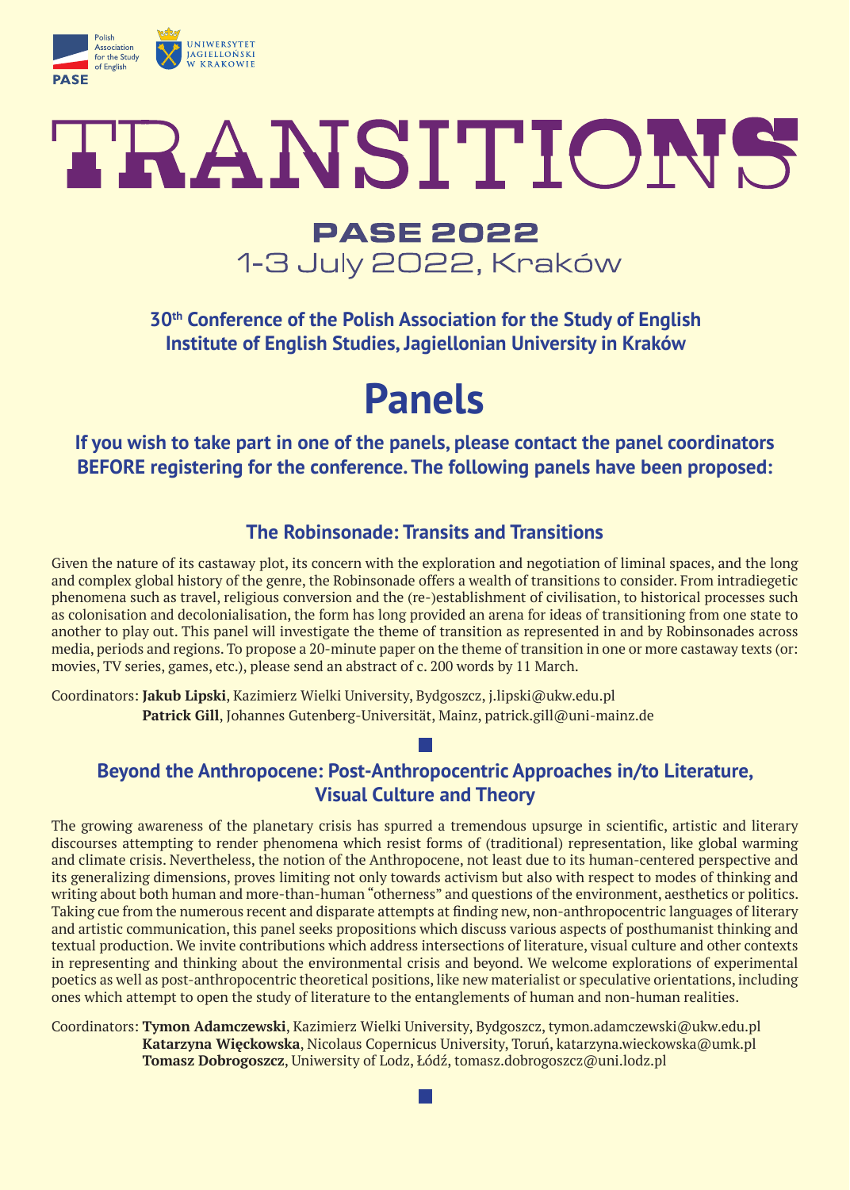Polish Association for the Study of English
PASE

UNIWERSYTET JAGIELLOŃSKI W KRAKOWIE

# TRANSITIONS

## PASE 2022

1-3 July 2022, Kraków

**30th Conference of the Polish Association for the Study of English**
**Institute of English Studies, Jagiellonian University in Kraków**

# Panels

**If you wish to take part in one of the panels, please contact the panel coordinators BEFORE registering for the conference. The following panels have been proposed:**

### The Robinsonade: Transits and Transitions

Given the nature of its castaway plot, its concern with the exploration and negotiation of liminal spaces, and the long and complex global history of the genre, the Robinsonade offers a wealth of transitions to consider. From intradiegetic phenomena such as travel, religious conversion and the (re-)establishment of civilisation, to historical processes such as colonisation and decolonialisation, the form has long provided an arena for ideas of transitioning from one state to another to play out. This panel will investigate the theme of transition as represented in and by Robinsonades across media, periods and regions. To propose a 20-minute paper on the theme of transition in one or more castaway texts (or: movies, TV series, games, etc.), please send an abstract of c. 200 words by 11 March.

Coordinators: **Jakub Lipski**, Kazimierz Wielki University, Bydgoszcz, j.lipski@ukw.edu.pl
**Patrick Gill**, Johannes Gutenberg-Universität, Mainz, patrick.gill@uni-mainz.de

### Beyond the Anthropocene: Post-Anthropocentric Approaches in/to Literature, Visual Culture and Theory

The growing awareness of the planetary crisis has spurred a tremendous upsurge in scientific, artistic and literary discourses attempting to render phenomena which resist forms of (traditional) representation, like global warming and climate crisis. Nevertheless, the notion of the Anthropocene, not least due to its human-centered perspective and its generalizing dimensions, proves limiting not only towards activism but also with respect to modes of thinking and writing about both human and more-than-human "otherness" and questions of the environment, aesthetics or politics. Taking cue from the numerous recent and disparate attempts at finding new, non-anthropocentric languages of literary and artistic communication, this panel seeks propositions which discuss various aspects of posthumanist thinking and textual production. We invite contributions which address intersections of literature, visual culture and other contexts in representing and thinking about the environmental crisis and beyond. We welcome explorations of experimental poetics as well as post-anthropocentric theoretical positions, like new materialist or speculative orientations, including ones which attempt to open the study of literature to the entanglements of human and non-human realities.

Coordinators: **Tymon Adamczewski**, Kazimierz Wielki University, Bydgoszcz, tymon.adamczewski@ukw.edu.pl
**Katarzyna Więckowska**, Nicolaus Copernicus University, Toruń, katarzyna.wieckowska@umk.pl
**Tomasz Dobrogoszcz**, Uniwersity of Lodz, Łódź, tomasz.dobrogoszcz@uni.lodz.pl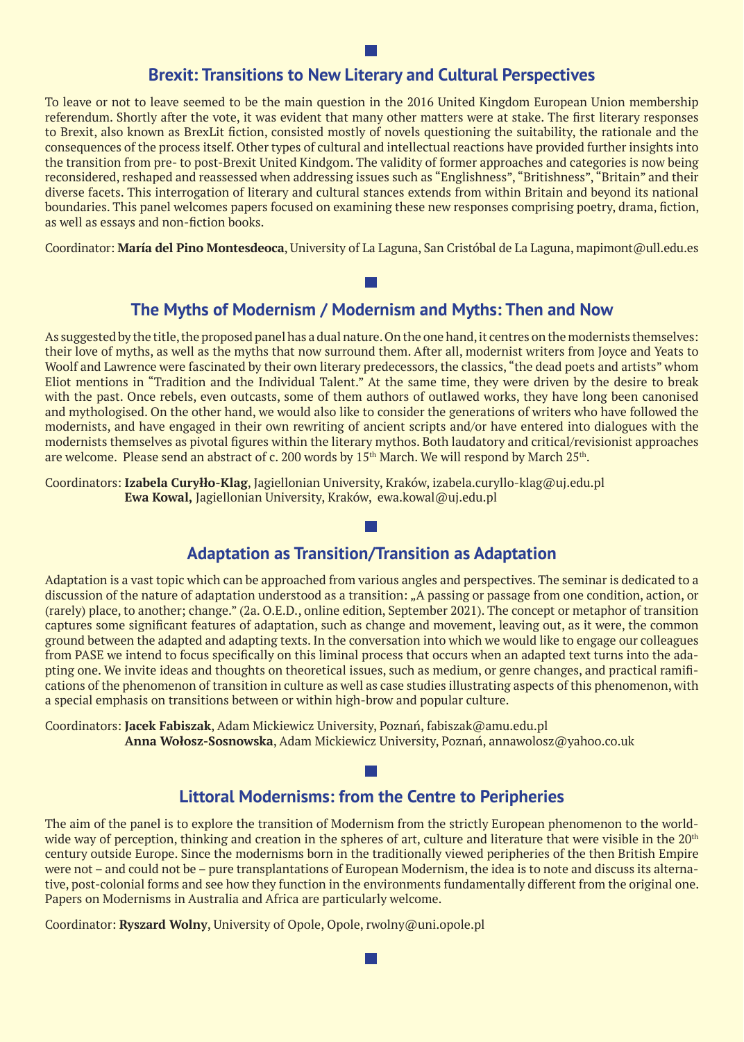## Brexit: Transitions to New Literary and Cultural Perspectives

To leave or not to leave seemed to be the main question in the 2016 United Kingdom European Union membership referendum. Shortly after the vote, it was evident that many other matters were at stake. The first literary responses to Brexit, also known as BrexLit fiction, consisted mostly of novels questioning the suitability, the rationale and the consequences of the process itself. Other types of cultural and intellectual reactions have provided further insights into the transition from pre- to post-Brexit United Kindgom. The validity of former approaches and categories is now being reconsidered, reshaped and reassessed when addressing issues such as "Englishness", "Britishness", "Britain" and their diverse facets. This interrogation of literary and cultural stances extends from within Britain and beyond its national boundaries. This panel welcomes papers focused on examining these new responses comprising poetry, drama, fiction, as well as essays and non-fiction books.

Coordinator: **María del Pino Montesdeoca**, University of La Laguna, San Cristóbal de La Laguna, mapimont@ull.edu.es

## The Myths of Modernism / Modernism and Myths: Then and Now

As suggested by the title, the proposed panel has a dual nature. On the one hand, it centres on the modernists themselves: their love of myths, as well as the myths that now surround them. After all, modernist writers from Joyce and Yeats to Woolf and Lawrence were fascinated by their own literary predecessors, the classics, "the dead poets and artists" whom Eliot mentions in "Tradition and the Individual Talent." At the same time, they were driven by the desire to break with the past. Once rebels, even outcasts, some of them authors of outlawed works, they have long been canonised and mythologised. On the other hand, we would also like to consider the generations of writers who have followed the modernists, and have engaged in their own rewriting of ancient scripts and/or have entered into dialogues with the modernists themselves as pivotal figures within the literary mythos. Both laudatory and critical/revisionist approaches are welcome. Please send an abstract of c. 200 words by 15th March. We will respond by March 25th.

Coordinators: **Izabela Curyłło-Klag**, Jagiellonian University, Kraków, izabela.curyllo-klag@uj.edu.pl
**Ewa Kowal,** Jagiellonian University, Kraków, ewa.kowal@uj.edu.pl

## Adaptation as Transition/Transition as Adaptation

Adaptation is a vast topic which can be approached from various angles and perspectives. The seminar is dedicated to a discussion of the nature of adaptation understood as a transition: „A passing or passage from one condition, action, or (rarely) place, to another; change." (2a. O.E.D., online edition, September 2021). The concept or metaphor of transition captures some significant features of adaptation, such as change and movement, leaving out, as it were, the common ground between the adapted and adapting texts. In the conversation into which we would like to engage our colleagues from PASE we intend to focus specifically on this liminal process that occurs when an adapted text turns into the adapting one. We invite ideas and thoughts on theoretical issues, such as medium, or genre changes, and practical ramifications of the phenomenon of transition in culture as well as case studies illustrating aspects of this phenomenon, with a special emphasis on transitions between or within high-brow and popular culture.

Coordinators: **Jacek Fabiszak**, Adam Mickiewicz University, Poznań, fabiszak@amu.edu.pl
**Anna Wołosz-Sosnowska**, Adam Mickiewicz University, Poznań, annawolosz@yahoo.co.uk

## Littoral Modernisms: from the Centre to Peripheries

The aim of the panel is to explore the transition of Modernism from the strictly European phenomenon to the world-wide way of perception, thinking and creation in the spheres of art, culture and literature that were visible in the 20th century outside Europe. Since the modernisms born in the traditionally viewed peripheries of the then British Empire were not – and could not be – pure transplantations of European Modernism, the idea is to note and discuss its alternative, post-colonial forms and see how they function in the environments fundamentally different from the original one. Papers on Modernisms in Australia and Africa are particularly welcome.

Coordinator: **Ryszard Wolny**, University of Opole, Opole, rwolny@uni.opole.pl